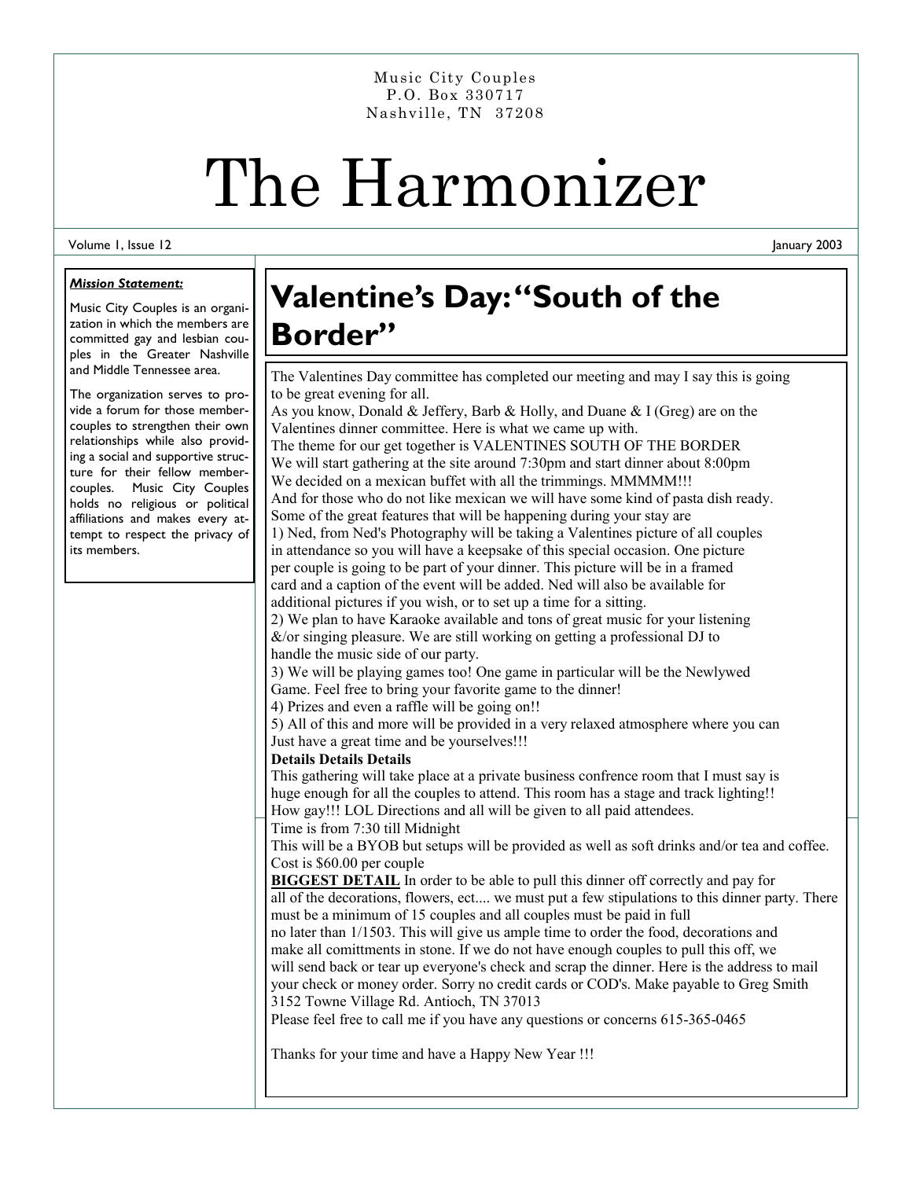Music City Couples
P.O. Box 330717
Nashville, TN 37208

# The Harmonizer

Volume 1, Issue 12 — January 2003

***Mission Statement:***

Music City Couples is an organization in which the members are committed gay and lesbian couples in the Greater Nashville and Middle Tennessee area.

The organization serves to provide a forum for those member-couples to strengthen their own relationships while also providing a social and supportive structure for their fellow member-couples. Music City Couples holds no religious or political affiliations and makes every attempt to respect the privacy of its members.

## Valentine's Day: "South of the Border"

The Valentines Day committee has completed our meeting and may I say this is going to be great evening for all.
As you know, Donald & Jeffery, Barb & Holly, and Duane & I (Greg) are on the Valentines dinner committee. Here is what we came up with.
The theme for our get together is VALENTINES SOUTH OF THE BORDER
We will start gathering at the site around 7:30pm and start dinner about 8:00pm
We decided on a mexican buffet with all the trimmings. MMMMM!!!
And for those who do not like mexican we will have some kind of pasta dish ready.
Some of the great features that will be happening during your stay are
1) Ned, from Ned's Photography will be taking a Valentines picture of all couples in attendance so you will have a keepsake of this special occasion. One picture per couple is going to be part of your dinner. This picture will be in a framed card and a caption of the event will be added. Ned will also be available for additional pictures if you wish, or to set up a time for a sitting.
2) We plan to have Karaoke available and tons of great music for your listening &/or singing pleasure. We are still working on getting a professional DJ to handle the music side of our party.
3) We will be playing games too! One game in particular will be the Newlywed Game. Feel free to bring your favorite game to the dinner!
4) Prizes and even a raffle will be going on!!
5) All of this and more will be provided in a very relaxed atmosphere where you can Just have a great time and be yourselves!!!

**Details Details Details**

This gathering will take place at a private business confrence room that I must say is huge enough for all the couples to attend. This room has a stage and track lighting!! How gay!!! LOL Directions and all will be given to all paid attendees.
Time is from 7:30 till Midnight
This will be a BYOB but setups will be provided as well as soft drinks and/or tea and coffee.
Cost is $60.00 per couple

**BIGGEST DETAIL** In order to be able to pull this dinner off correctly and pay for all of the decorations, flowers, ect.... we must put a few stipulations to this dinner party. There must be a minimum of 15 couples and all couples must be paid in full no later than 1/1503. This will give us ample time to order the food, decorations and make all comittments in stone. If we do not have enough couples to pull this off, we will send back or tear up everyone's check and scrap the dinner. Here is the address to mail your check or money order. Sorry no credit cards or COD's. Make payable to Greg Smith 3152 Towne Village Rd. Antioch, TN 37013
Please feel free to call me if you have any questions or concerns 615-365-0465

Thanks for your time and have a Happy New Year !!!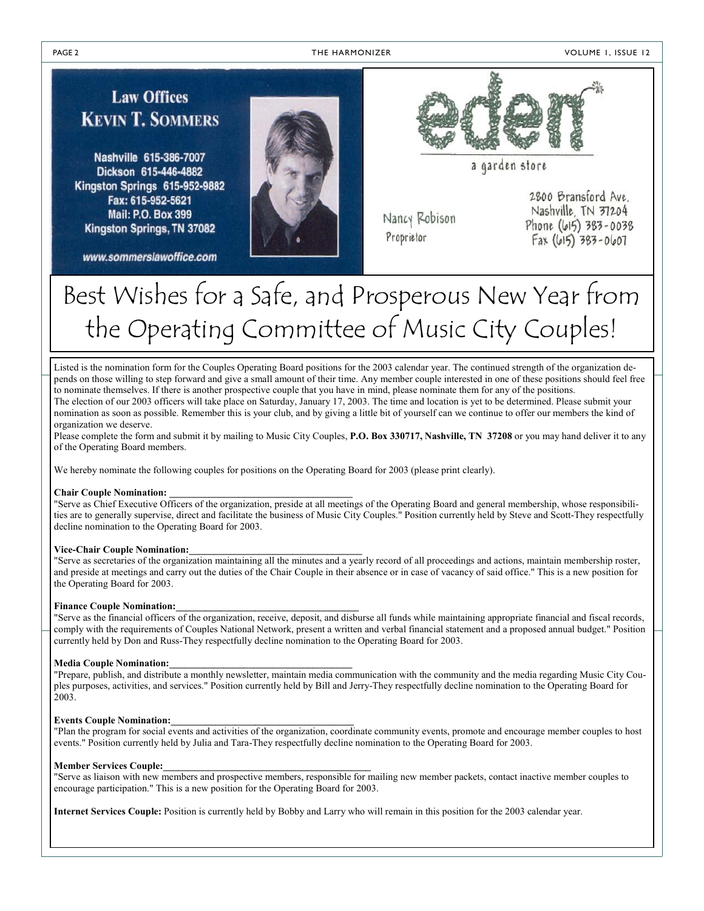**Law Offices**
**KEVIN T. SOMMERS**

Nashville 615-386-7007
Dickson 615-446-4882
Kingston Springs 615-952-9882
Fax: 615-952-5621
Mail: P.O. Box 399
Kingston Springs, TN 37082

www.sommerslawoffice.com

**eden**
a garden store

Nancy Robison
Proprietor

2800 Bransford Ave.
Nashville, TN 37204
Phone (615) 383-0038
Fax (615) 383-0607

# Best Wishes for a Safe, and Prosperous New Year from the Operating Committee of Music City Couples!

Listed is the nomination form for the Couples Operating Board positions for the 2003 calendar year. The continued strength of the organization depends on those willing to step forward and give a small amount of their time. Any member couple interested in one of these positions should feel free to nominate themselves. If there is another prospective couple that you have in mind, please nominate them for any of the positions.

The election of our 2003 officers will take place on Saturday, January 17, 2003. The time and location is yet to be determined. Please submit your nomination as soon as possible. Remember this is your club, and by giving a little bit of yourself can we continue to offer our members the kind of organization we deserve.

Please complete the form and submit it by mailing to Music City Couples, **P.O. Box 330717, Nashville, TN 37208** or you may hand deliver it to any of the Operating Board members.

We hereby nominate the following couples for positions on the Operating Board for 2003 (please print clearly).

**Chair Couple Nomination: ____________________________________**
"Serve as Chief Executive Officers of the organization, preside at all meetings of the Operating Board and general membership, whose responsibilities are to generally supervise, direct and facilitate the business of Music City Couples." Position currently held by Steve and Scott-They respectfully decline nomination to the Operating Board for 2003.

**Vice-Chair Couple Nomination:____________________________________**
"Serve as secretaries of the organization maintaining all the minutes and a yearly record of all proceedings and actions, maintain membership roster, and preside at meetings and carry out the duties of the Chair Couple in their absence or in case of vacancy of said office." This is a new position for the Operating Board for 2003.

**Finance Couple Nomination:______________________________________**
"Serve as the financial officers of the organization, receive, deposit, and disburse all funds while maintaining appropriate financial and fiscal records, comply with the requirements of Couples National Network, present a written and verbal financial statement and a proposed annual budget." Position currently held by Don and Russ-They respectfully decline nomination to the Operating Board for 2003.

**Media Couple Nomination:_____________________________________**
"Prepare, publish, and distribute a monthly newsletter, maintain media communication with the community and the media regarding Music City Couples purposes, activities, and services." Position currently held by Bill and Jerry-They respectfully decline nomination to the Operating Board for 2003.

**Events Couple Nomination:_____________________________________**
"Plan the program for social events and activities of the organization, coordinate community events, promote and encourage member couples to host events." Position currently held by Julia and Tara-They respectfully decline nomination to the Operating Board for 2003.

**Member Services Couple:__________________________________________**
"Serve as liaison with new members and prospective members, responsible for mailing new member packets, contact inactive member couples to encourage participation." This is a new position for the Operating Board for 2003.

**Internet Services Couple:** Position is currently held by Bobby and Larry who will remain in this position for the 2003 calendar year.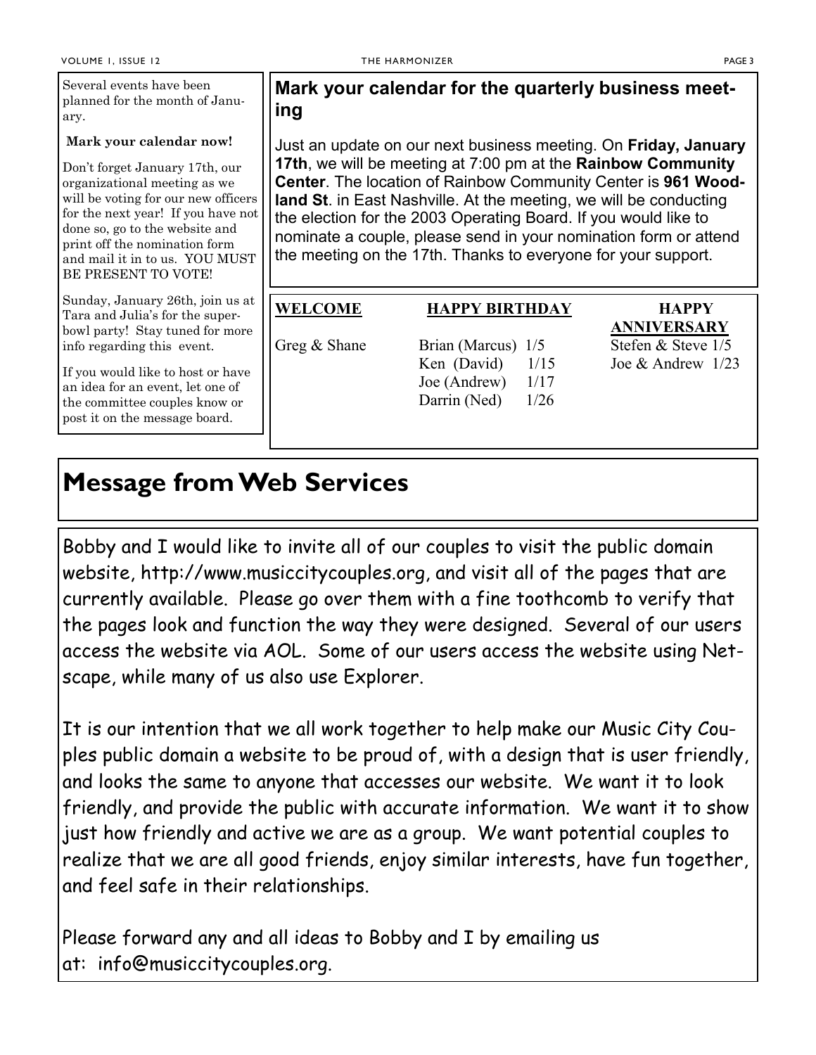Several events have been planned for the month of January.

**Mark your calendar now!**

Don't forget January 17th, our organizational meeting as we will be voting for our new officers for the next year! If you have not done so, go to the website and print off the nomination form and mail it in to us. YOU MUST BE PRESENT TO VOTE!

Sunday, January 26th, join us at Tara and Julia's for the superbowl party! Stay tuned for more info regarding this event.

If you would like to host or have an idea for an event, let one of the committee couples know or post it on the message board.

## Mark your calendar for the quarterly business meeting

Just an update on our next business meeting. On **Friday, January 17th**, we will be meeting at 7:00 pm at the **Rainbow Community Center**. The location of Rainbow Community Center is **961 Woodland St**. in East Nashville. At the meeting, we will be conducting the election for the 2003 Operating Board. If you would like to nominate a couple, please send in your nomination form or attend the meeting on the 17th. Thanks to everyone for your support.

| **WELCOME** | **HAPPY BIRTHDAY** | **HAPPY ANNIVERSARY** |
|---|---|---|
| Greg & Shane | Brian (Marcus) 1/5 | Stefen & Steve 1/5 |
| | Ken (David) 1/15 | Joe & Andrew 1/23 |
| | Joe (Andrew) 1/17 | |
| | Darrin (Ned) 1/26 | |

# Message from Web Services

Bobby and I would like to invite all of our couples to visit the public domain website, http://www.musiccitycouples.org, and visit all of the pages that are currently available. Please go over them with a fine toothcomb to verify that the pages look and function the way they were designed. Several of our users access the website via AOL. Some of our users access the website using Netscape, while many of us also use Explorer.

It is our intention that we all work together to help make our Music City Couples public domain a website to be proud of, with a design that is user friendly, and looks the same to anyone that accesses our website. We want it to look friendly, and provide the public with accurate information. We want it to show just how friendly and active we are as a group. We want potential couples to realize that we are all good friends, enjoy similar interests, have fun together, and feel safe in their relationships.

Please forward any and all ideas to Bobby and I by emailing us at: info@musiccitycouples.org.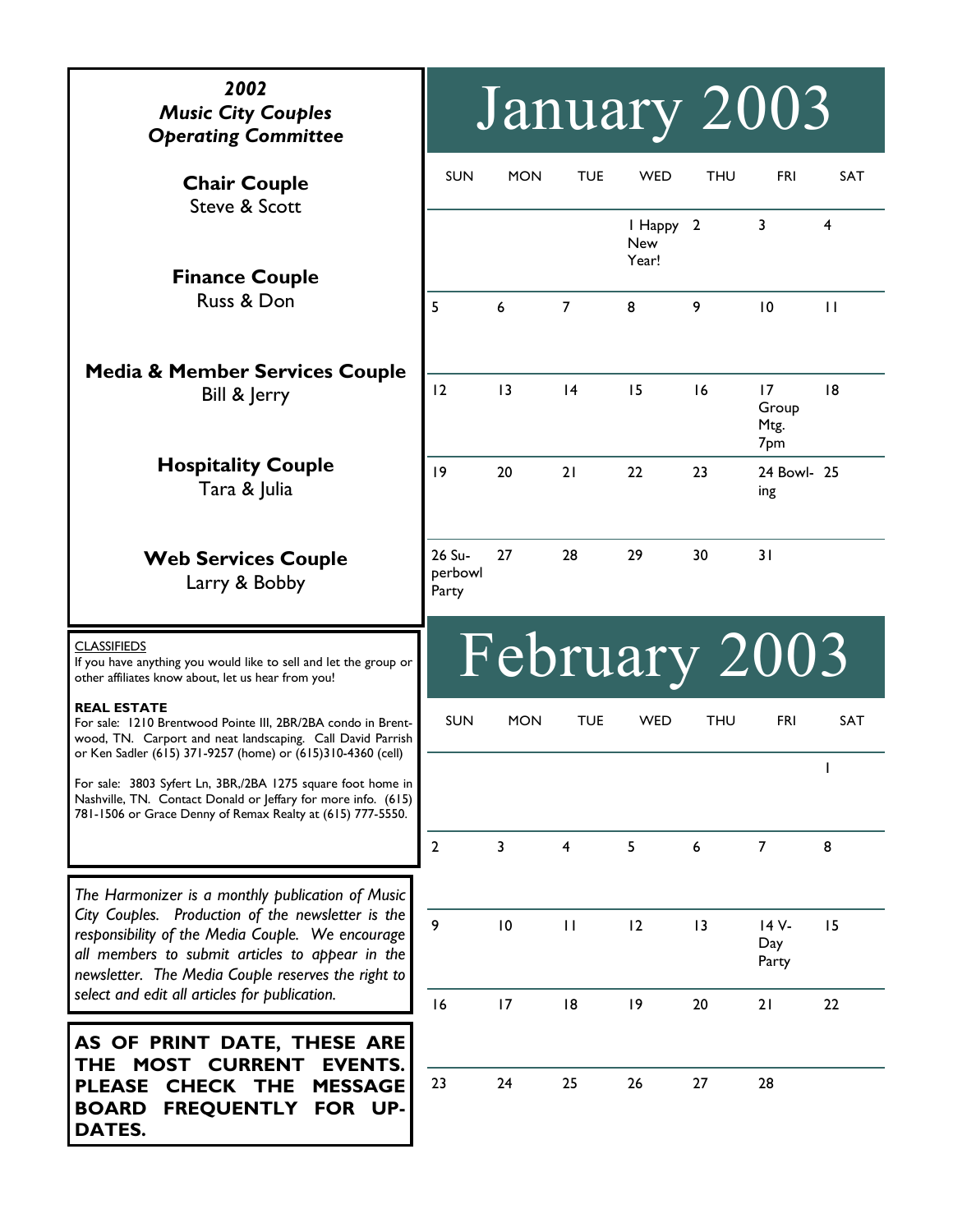***2002 Music City Couples Operating Committee***

**Chair Couple**
Steve & Scott

**Finance Couple**
Russ & Don

**Media & Member Services Couple**
Bill & Jerry

**Hospitality Couple**
Tara & Julia

**Web Services Couple**
Larry & Bobby

CLASSIFIEDS
If you have anything you would like to sell and let the group or other affiliates know about, let us hear from you!

**REAL ESTATE**
For sale: 1210 Brentwood Pointe III, 2BR/2BA condo in Brentwood, TN. Carport and neat landscaping. Call David Parrish or Ken Sadler (615) 371-9257 (home) or (615)310-4360 (cell)

For sale: 3803 Syfert Ln, 3BR,/2BA 1275 square foot home in Nashville, TN. Contact Donald or Jeffary for more info. (615) 781-1506 or Grace Denny of Remax Realty at (615) 777-5550.

*The Harmonizer is a monthly publication of Music City Couples. Production of the newsletter is the responsibility of the Media Couple. We encourage all members to submit articles to appear in the newsletter. The Media Couple reserves the right to select and edit all articles for publication.*

**AS OF PRINT DATE, THESE ARE THE MOST CURRENT EVENTS. PLEASE CHECK THE MESSAGE BOARD FREQUENTLY FOR UPDATES.**

# January 2003

| SUN | MON | TUE | WED | THU | FRI | SAT |
|---|---|---|---|---|---|---|
| | | | 1 Happy New Year! | 2 | 3 | 4 |
| 5 | 6 | 7 | 8 | 9 | 10 | 11 |
| 12 | 13 | 14 | 15 | 16 | 17 Group Mtg. 7pm | 18 |
| 19 | 20 | 21 | 22 | 23 | 24 Bowling | 25 |
| 26 Superbowl Party | 27 | 28 | 29 | 30 | 31 | |

# February 2003

| SUN | MON | TUE | WED | THU | FRI | SAT |
|---|---|---|---|---|---|---|
| | | | | | | 1 |
| 2 | 3 | 4 | 5 | 6 | 7 | 8 |
| 9 | 10 | 11 | 12 | 13 | 14 V-Day Party | 15 |
| 16 | 17 | 18 | 19 | 20 | 21 | 22 |
| 23 | 24 | 25 | 26 | 27 | 28 | |